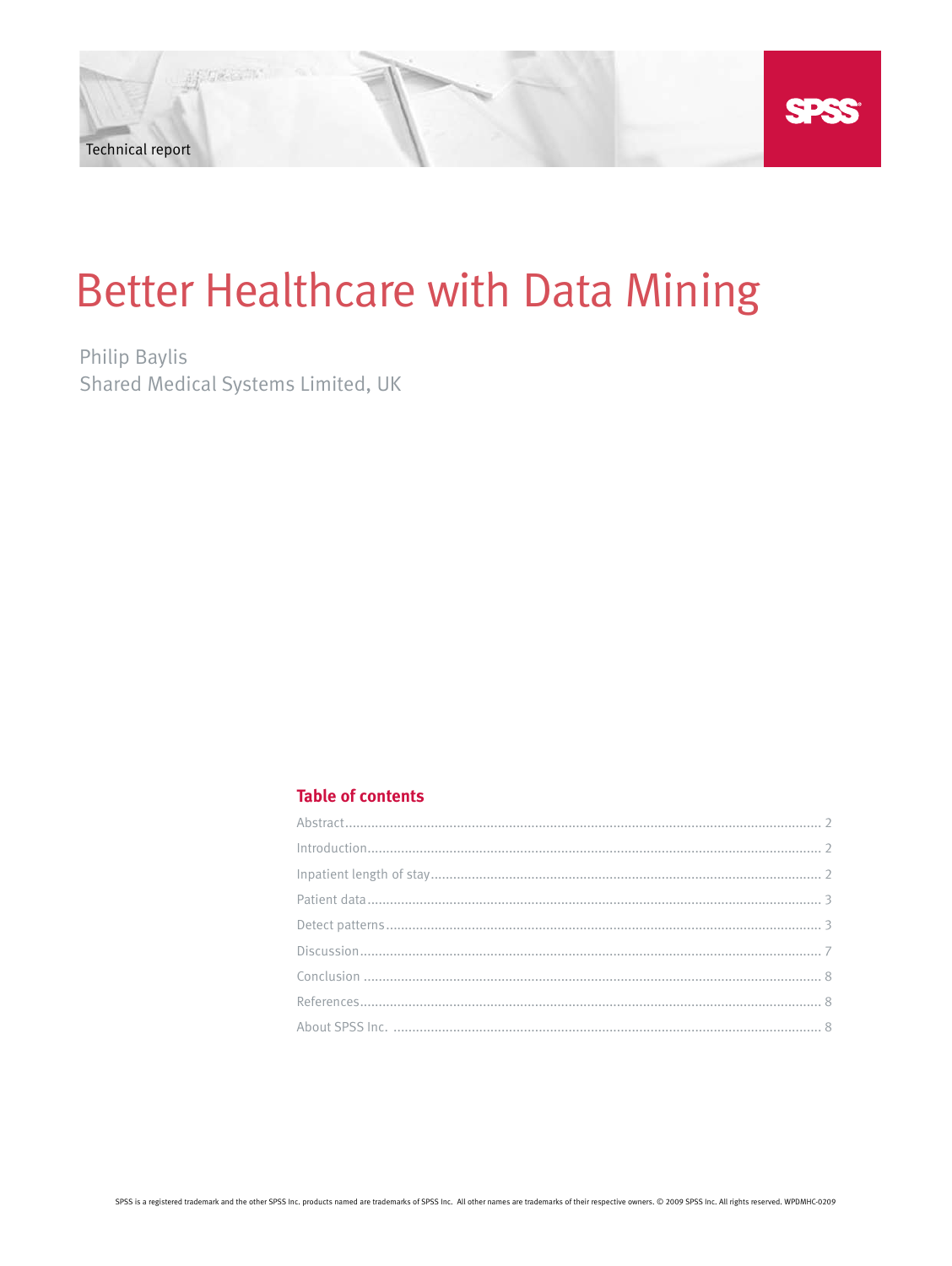Technical report

# Better Healthcare with Data Mining

Philip Baylis
Shared Medical Systems Limited, UK

## Table of contents

- Abstract .......... 2
- Introduction .......... 2
- Inpatient length of stay .......... 2
- Patient data .......... 3
- Detect patterns .......... 3
- Discussion .......... 7
- Conclusion .......... 8
- References .......... 8
- About SPSS Inc. .......... 8

SPSS is a registered trademark and the other SPSS Inc. products named are trademarks of SPSS Inc. All other names are trademarks of their respective owners. © 2009 SPSS Inc. All rights reserved. WPDMHC-0209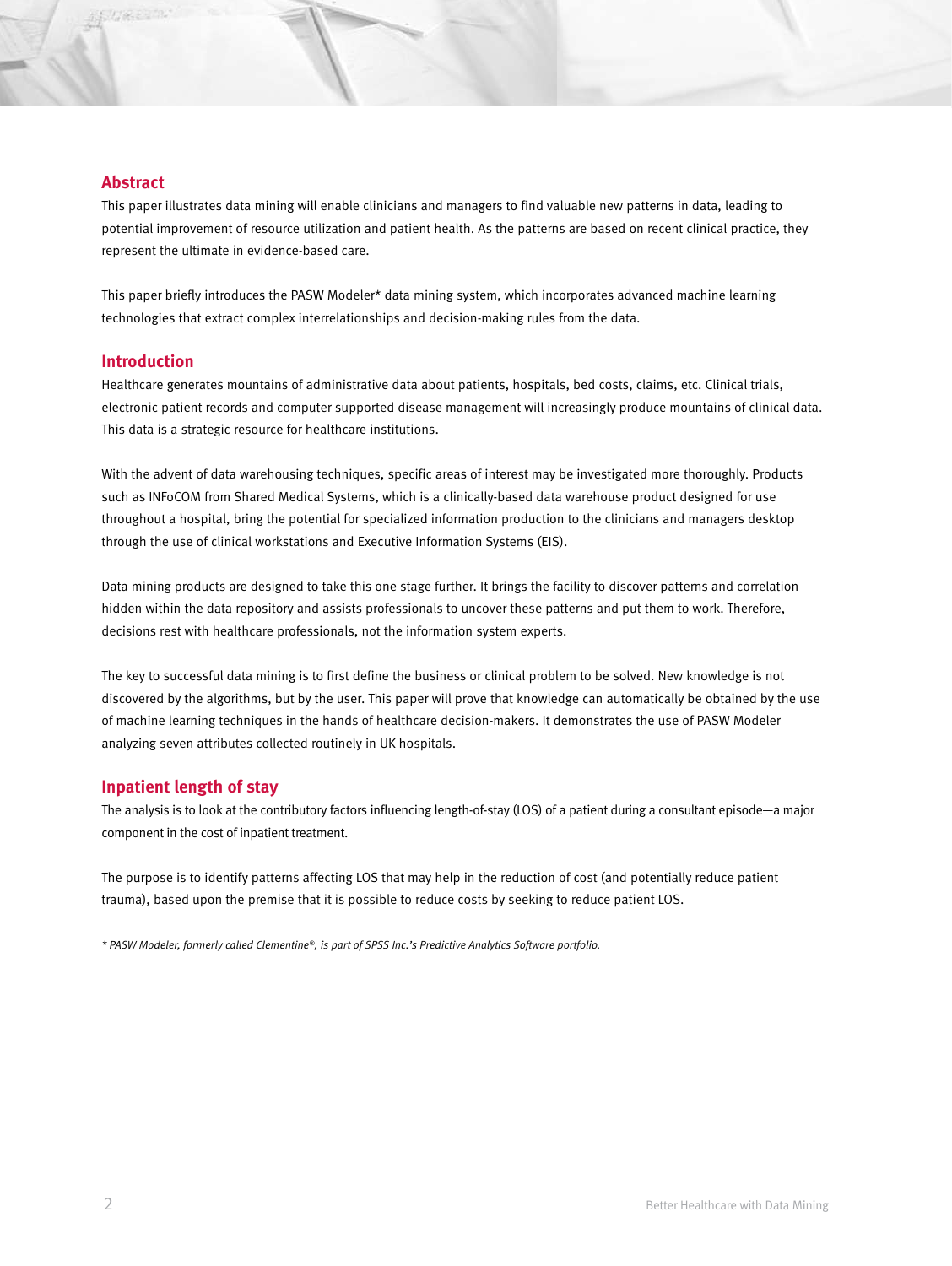## Abstract

This paper illustrates data mining will enable clinicians and managers to find valuable new patterns in data, leading to potential improvement of resource utilization and patient health. As the patterns are based on recent clinical practice, they represent the ultimate in evidence-based care.

This paper briefly introduces the PASW Modeler* data mining system, which incorporates advanced machine learning technologies that extract complex interrelationships and decision-making rules from the data.

## Introduction

Healthcare generates mountains of administrative data about patients, hospitals, bed costs, claims, etc. Clinical trials, electronic patient records and computer supported disease management will increasingly produce mountains of clinical data. This data is a strategic resource for healthcare institutions.

With the advent of data warehousing techniques, specific areas of interest may be investigated more thoroughly. Products such as INFoCOM from Shared Medical Systems, which is a clinically-based data warehouse product designed for use throughout a hospital, bring the potential for specialized information production to the clinicians and managers desktop through the use of clinical workstations and Executive Information Systems (EIS).

Data mining products are designed to take this one stage further. It brings the facility to discover patterns and correlation hidden within the data repository and assists professionals to uncover these patterns and put them to work. Therefore, decisions rest with healthcare professionals, not the information system experts.

The key to successful data mining is to first define the business or clinical problem to be solved. New knowledge is not discovered by the algorithms, but by the user. This paper will prove that knowledge can automatically be obtained by the use of machine learning techniques in the hands of healthcare decision-makers. It demonstrates the use of PASW Modeler analyzing seven attributes collected routinely in UK hospitals.

## Inpatient length of stay

The analysis is to look at the contributory factors influencing length-of-stay (LOS) of a patient during a consultant episode—a major component in the cost of inpatient treatment.

The purpose is to identify patterns affecting LOS that may help in the reduction of cost (and potentially reduce patient trauma), based upon the premise that it is possible to reduce costs by seeking to reduce patient LOS.

*\* PASW Modeler, formerly called Clementine®, is part of SPSS Inc.'s Predictive Analytics Software portfolio.*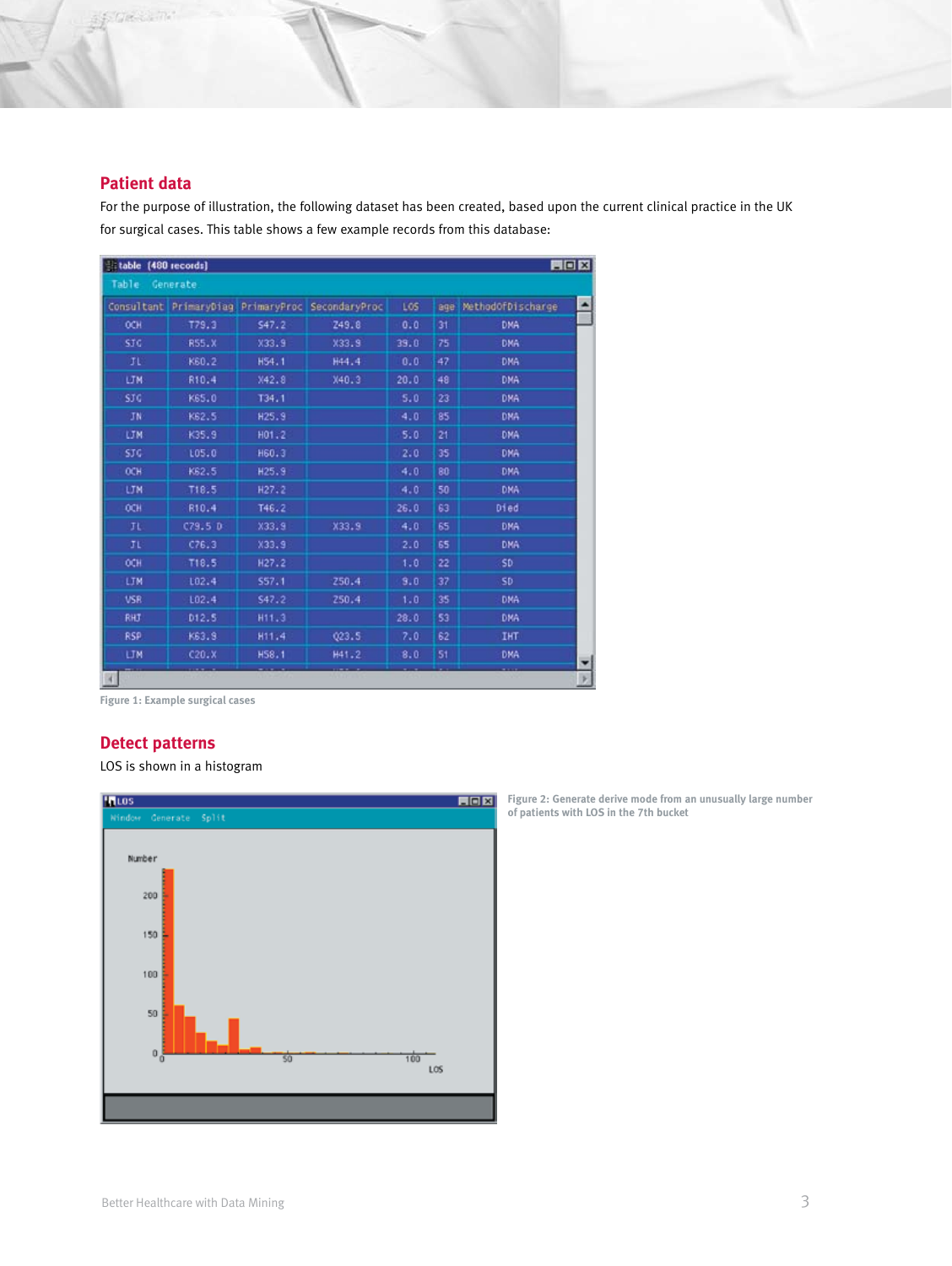## Patient data

For the purpose of illustration, the following dataset has been created, based upon the current clinical practice in the UK for surgical cases. This table shows a few example records from this database:

table (480 records)

| Consultant | PrimaryDiag | PrimaryProc | SecondaryProc | LOS | age | MethodOfDischarge |
|---|---|---|---|---|---|---|
| OCH | T79.3 | S47.2 | Z49.8 | 0.0 | 31 | DMA |
| SJG | R55.X | X33.9 | X33.9 | 39.0 | 75 | DMA |
| JL | K60.2 | H54.1 | H44.4 | 0.0 | 47 | DMA |
| LJM | R10.4 | X42.8 | X40.3 | 20.0 | 48 | DMA |
| SJG | K65.0 | T34.1 | | 5.0 | 23 | DMA |
| JN | K62.5 | H25.9 | | 4.0 | 85 | DMA |
| LJM | K35.9 | H01.2 | | 5.0 | 21 | DMA |
| SJG | L05.0 | H60.3 | | 2.0 | 35 | DMA |
| OCH | K62.5 | H25.9 | | 4.0 | 80 | DMA |
| LJM | T18.5 | H27.2 | | 4.0 | 50 | DMA |
| OCH | R10.4 | T46.2 | | 26.0 | 63 | Died |
| JL | C79.5 D | X33.9 | X33.9 | 4.0 | 65 | DMA |
| JL | C76.3 | X33.9 | | 2.0 | 65 | DMA |
| OCH | T18.5 | H27.2 | | 1.0 | 22 | SD |
| LJM | L02.4 | S57.1 | Z50.4 | 9.0 | 37 | SD |
| VSR | L02.4 | S47.2 | Z50.4 | 1.0 | 35 | DMA |
| RHJ | D12.5 | H11.3 | | 28.0 | 53 | DMA |
| RSP | K63.9 | H11.4 | Q23.5 | 7.0 | 62 | IHT |
| LJM | C20.X | H58.1 | H41.2 | 8.0 | 51 | DMA |

Figure 1: Example surgical cases

## Detect patterns

LOS is shown in a histogram

Figure 2: Generate derive mode from an unusually large number of patients with LOS in the 7th bucket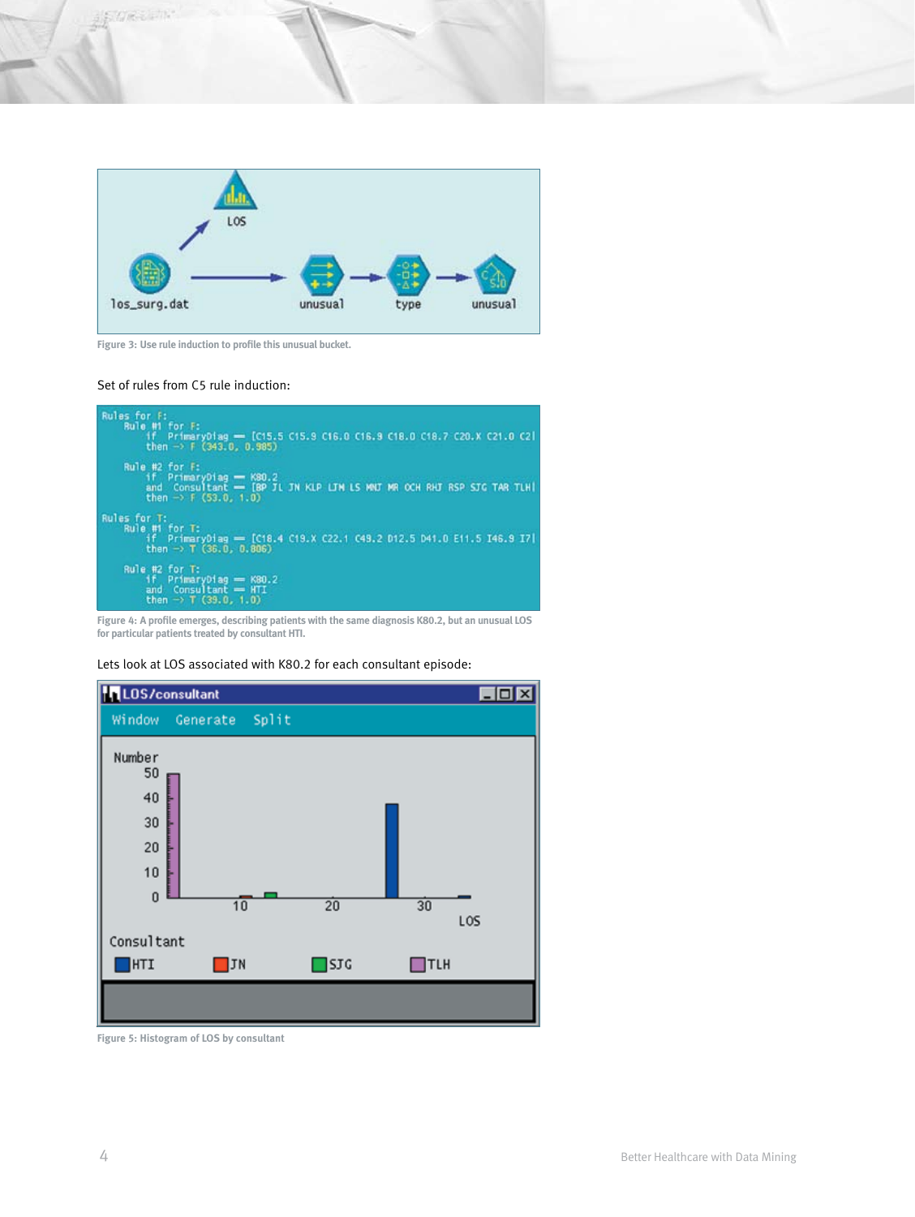Figure 3: Use rule induction to profile this unusual bucket.

Set of rules from C5 rule induction:

```
Rules for F:
    Rule #1 for F:
        if  PrimaryDiag == [C15.5 C15.9 C16.0 C16.9 C18.0 C18.7 C20.X C21.0 C2|
        then -> F (343.0, 0.985)

    Rule #2 for F:
        if  PrimaryDiag == K80.2
        and Consultant == [BP JL JN KLP LTM LS MNT MR OCH RHJ RSP SJG TAR TLH|
        then -> F (53.0, 1.0)

Rules for T:
    Rule #1 for T:
        if  PrimaryDiag == [C18.4 C19.X C22.1 C49.2 D12.5 D41.0 E11.5 I46.9 I7|
        then -> T (36.0, 0.806)

    Rule #2 for T:
        if  PrimaryDiag == K80.2
        and Consultant == HTI
        then -> T (39.0, 1.0)
```

Figure 4: A profile emerges, describing patients with the same diagnosis K80.2, but an unusual LOS for particular patients treated by consultant HTI.

Lets look at LOS associated with K80.2 for each consultant episode:

Figure 5: Histogram of LOS by consultant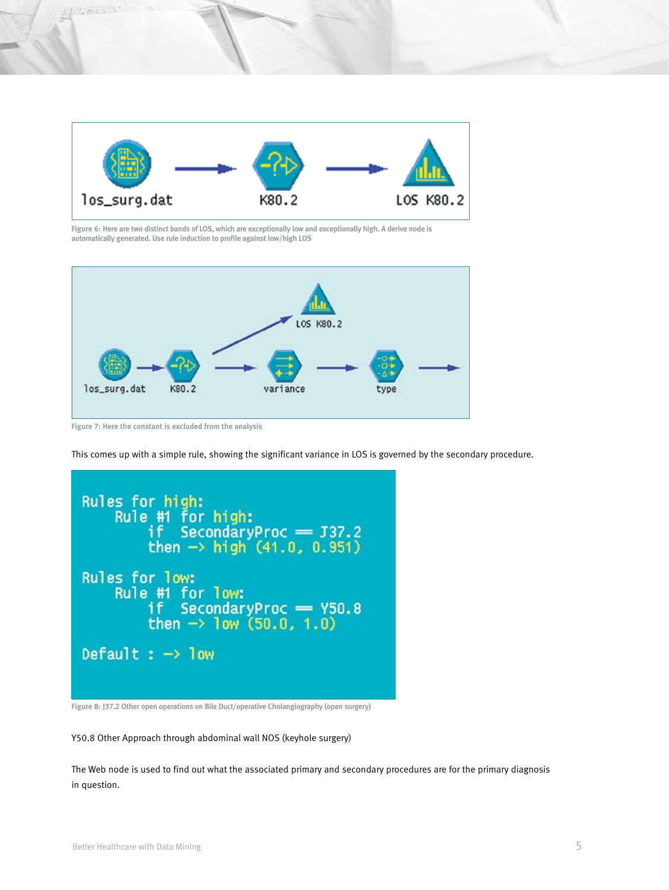los_surg.dat → K80.2 → LOS K80.2

Figure 6: Here are two distinct bands of LOS, which are exceptionally low and exceptionally high. A derive node is automatically generated. Use rule induction to profile against low/high LOS

los_surg.dat → K80.2 → variance → type →
K80.2 → LOS K80.2

Figure 7: Here the constant is excluded from the analysis

This comes up with a simple rule, showing the significant variance in LOS is governed by the secondary procedure.

```
Rules for high:
    Rule #1 for high:
        if  SecondaryProc == J37.2
        then -> high (41.0, 0.951)

Rules for low:
    Rule #1 for low:
        if  SecondaryProc == Y50.8
        then -> low (50.0, 1.0)

Default : -> low
```

Figure 8: J37.2 Other open operations on Bile Duct/operative Cholangiography (open surgery)

Y50.8 Other Approach through abdominal wall NOS (keyhole surgery)

The Web node is used to find out what the associated primary and secondary procedures are for the primary diagnosis in question.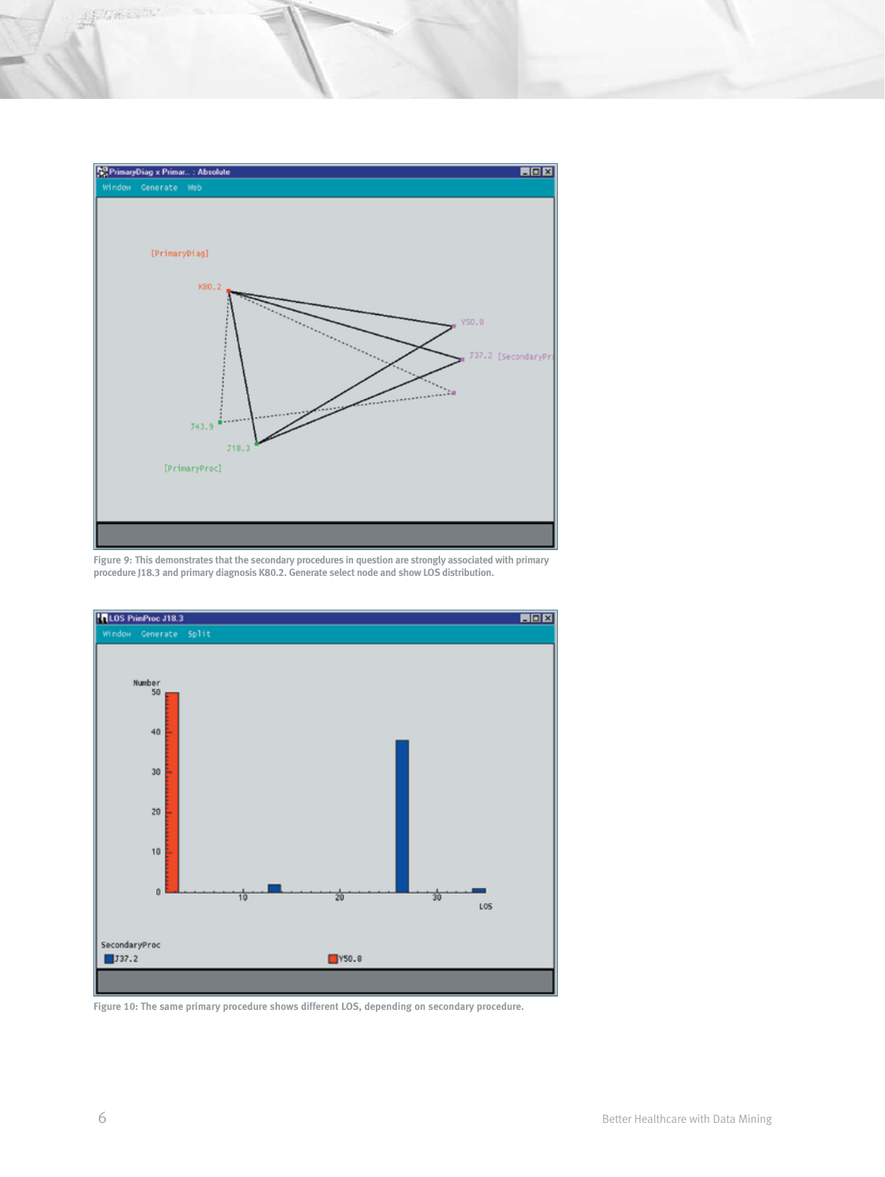Figure 9: This demonstrates that the secondary procedures in question are strongly associated with primary procedure J18.3 and primary diagnosis K80.2. Generate select node and show LOS distribution.

Figure 10: The same primary procedure shows different LOS, depending on secondary procedure.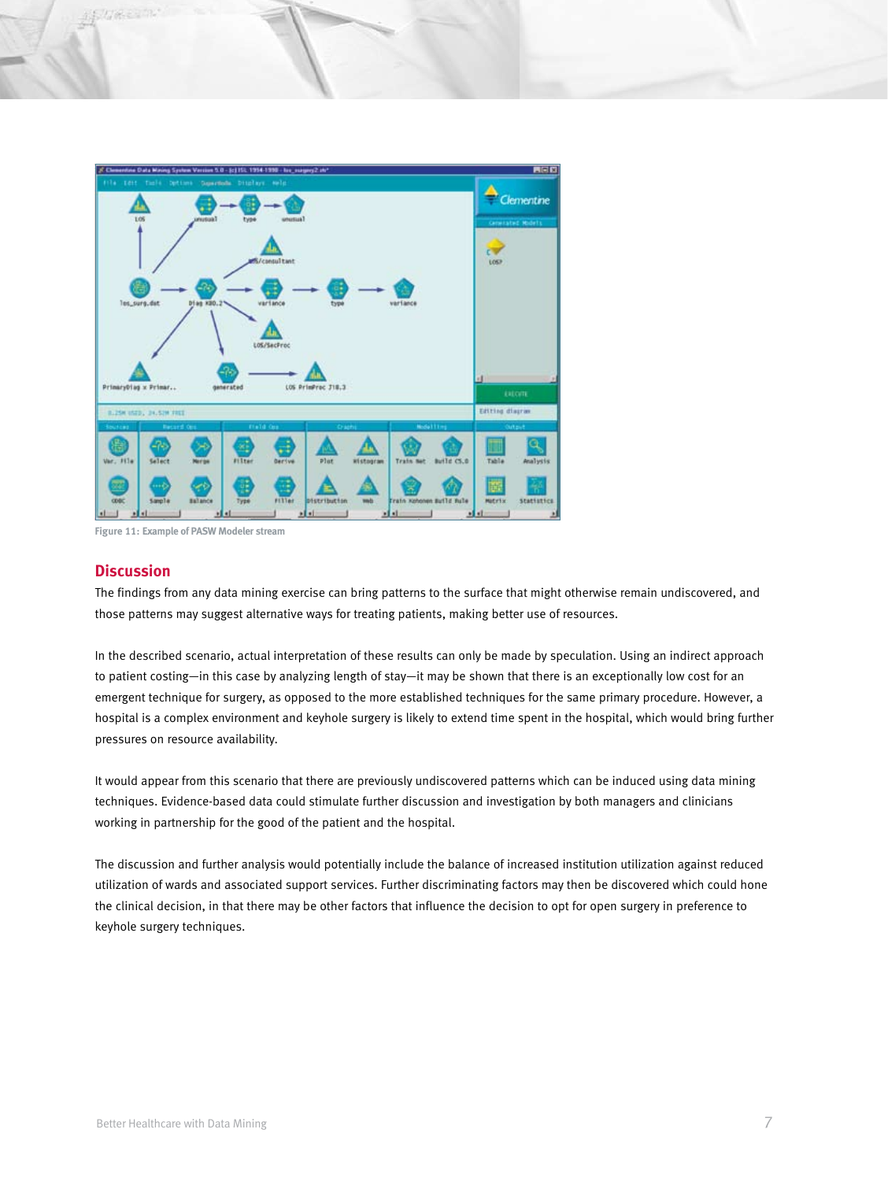Figure 11: Example of PASW Modeler stream

## Discussion

The findings from any data mining exercise can bring patterns to the surface that might otherwise remain undiscovered, and those patterns may suggest alternative ways for treating patients, making better use of resources.

In the described scenario, actual interpretation of these results can only be made by speculation. Using an indirect approach to patient costing—in this case by analyzing length of stay—it may be shown that there is an exceptionally low cost for an emergent technique for surgery, as opposed to the more established techniques for the same primary procedure. However, a hospital is a complex environment and keyhole surgery is likely to extend time spent in the hospital, which would bring further pressures on resource availability.

It would appear from this scenario that there are previously undiscovered patterns which can be induced using data mining techniques. Evidence-based data could stimulate further discussion and investigation by both managers and clinicians working in partnership for the good of the patient and the hospital.

The discussion and further analysis would potentially include the balance of increased institution utilization against reduced utilization of wards and associated support services. Further discriminating factors may then be discovered which could hone the clinical decision, in that there may be other factors that influence the decision to opt for open surgery in preference to keyhole surgery techniques.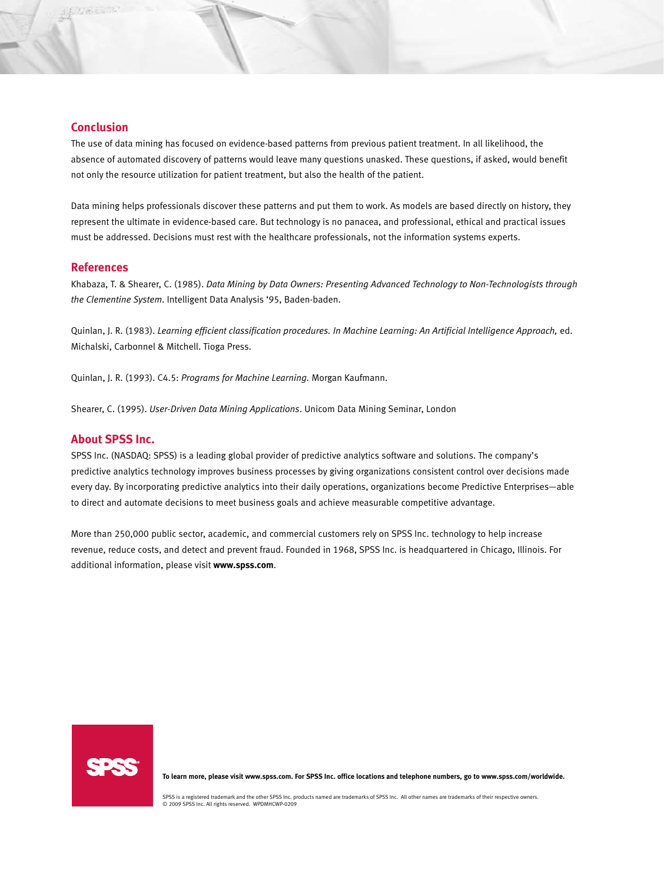## Conclusion

The use of data mining has focused on evidence-based patterns from previous patient treatment. In all likelihood, the absence of automated discovery of patterns would leave many questions unasked. These questions, if asked, would benefit not only the resource utilization for patient treatment, but also the health of the patient.

Data mining helps professionals discover these patterns and put them to work. As models are based directly on history, they represent the ultimate in evidence-based care. But technology is no panacea, and professional, ethical and practical issues must be addressed. Decisions must rest with the healthcare professionals, not the information systems experts.

## References

Khabaza, T. & Shearer, C. (1985). *Data Mining by Data Owners: Presenting Advanced Technology to Non-Technologists through the Clementine System*. Intelligent Data Analysis '95, Baden-baden.

Quinlan, J. R. (1983). *Learning efficient classification procedures. In Machine Learning: An Artificial Intelligence Approach,* ed. Michalski, Carbonnel & Mitchell. Tioga Press.

Quinlan, J. R. (1993). C4.5: *Programs for Machine Learning.* Morgan Kaufmann.

Shearer, C. (1995). *User-Driven Data Mining Applications*. Unicom Data Mining Seminar, London

## About SPSS Inc.

SPSS Inc. (NASDAQ: SPSS) is a leading global provider of predictive analytics software and solutions. The company's predictive analytics technology improves business processes by giving organizations consistent control over decisions made every day. By incorporating predictive analytics into their daily operations, organizations become Predictive Enterprises—able to direct and automate decisions to meet business goals and achieve measurable competitive advantage.

More than 250,000 public sector, academic, and commercial customers rely on SPSS Inc. technology to help increase revenue, reduce costs, and detect and prevent fraud. Founded in 1968, SPSS Inc. is headquartered in Chicago, Illinois. For additional information, please visit **www.spss.com**.

**To learn more, please visit www.spss.com. For SPSS Inc. office locations and telephone numbers, go to www.spss.com/worldwide.**

SPSS is a registered trademark and the other SPSS Inc. products named are trademarks of SPSS Inc. All other names are trademarks of their respective owners.
© 2009 SPSS Inc. All rights reserved. WPDMHCWP-0209